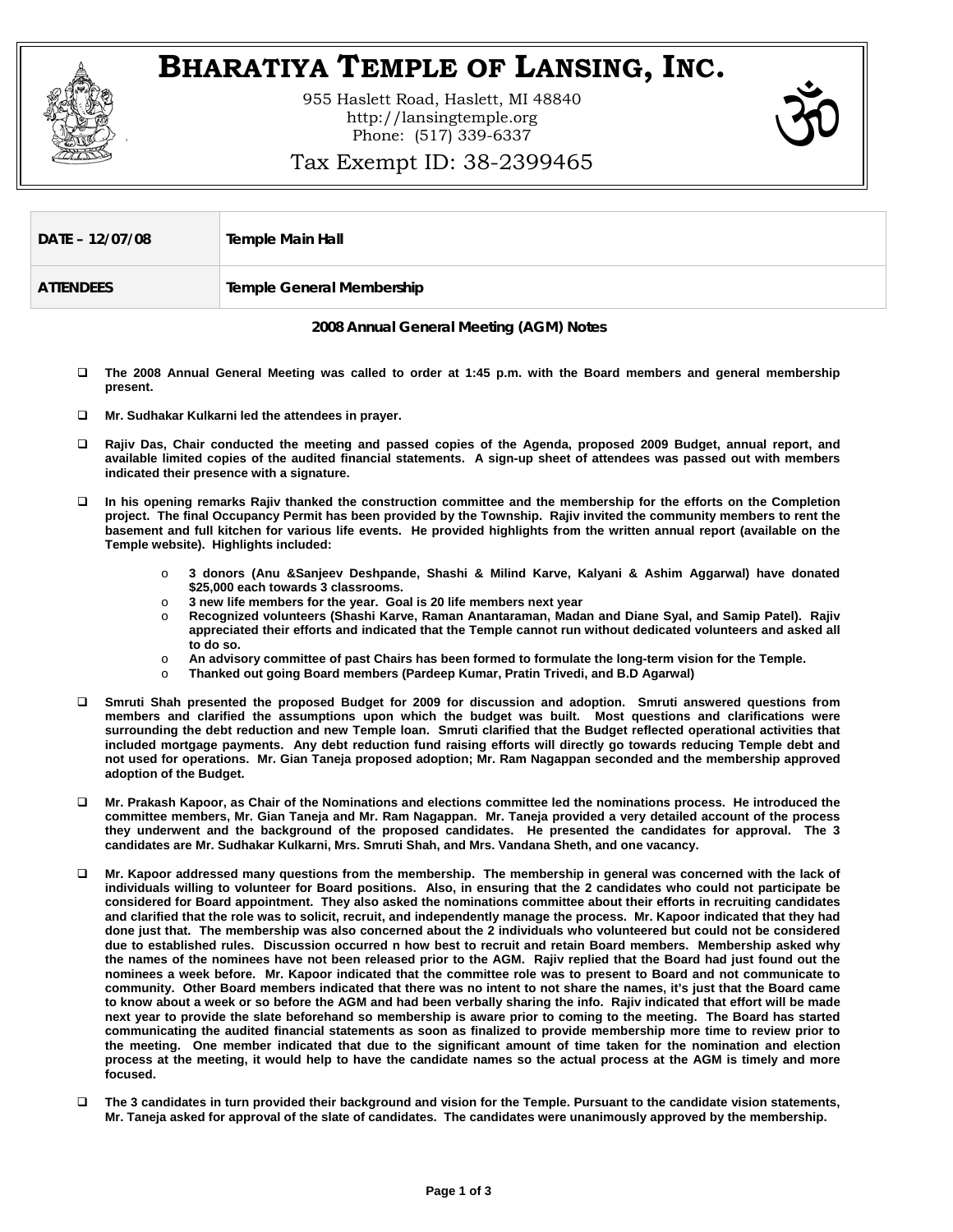# BHARATIYA TEMPLE OF LANSING, INC.

955 Haslett Road, Haslett, MI 48840
http://lansingtemple.org
Phone: (517) 339-6337

Tax Exempt ID: 38-2399465

| DATE – 12/07/08 | Temple Main Hall |
| --- | --- |
| ATTENDEES | Temple General Membership |

**2008 Annual General Meeting (AGM) Notes**

- **The 2008 Annual General Meeting was called to order at 1:45 p.m. with the Board members and general membership present.**
- **Mr. Sudhakar Kulkarni led the attendees in prayer.**
- **Rajiv Das, Chair conducted the meeting and passed copies of the Agenda, proposed 2009 Budget, annual report, and available limited copies of the audited financial statements. A sign-up sheet of attendees was passed out with members indicated their presence with a signature.**
- **In his opening remarks Rajiv thanked the construction committee and the membership for the efforts on the Completion project. The final Occupancy Permit has been provided by the Township. Rajiv invited the community members to rent the basement and full kitchen for various life events. He provided highlights from the written annual report (available on the Temple website). Highlights included:**
  - **3 donors (Anu &Sanjeev Deshpande, Shashi & Milind Karve, Kalyani & Ashim Aggarwal) have donated $25,000 each towards 3 classrooms.**
  - **3 new life members for the year. Goal is 20 life members next year**
  - **Recognized volunteers (Shashi Karve, Raman Anantaraman, Madan and Diane Syal, and Samip Patel). Rajiv appreciated their efforts and indicated that the Temple cannot run without dedicated volunteers and asked all to do so.**
  - **An advisory committee of past Chairs has been formed to formulate the long-term vision for the Temple.**
  - **Thanked out going Board members (Pardeep Kumar, Pratin Trivedi, and B.D Agarwal)**
- **Smruti Shah presented the proposed Budget for 2009 for discussion and adoption. Smruti answered questions from members and clarified the assumptions upon which the budget was built. Most questions and clarifications were surrounding the debt reduction and new Temple loan. Smruti clarified that the Budget reflected operational activities that included mortgage payments. Any debt reduction fund raising efforts will directly go towards reducing Temple debt and not used for operations. Mr. Gian Taneja proposed adoption; Mr. Ram Nagappan seconded and the membership approved adoption of the Budget.**
- **Mr. Prakash Kapoor, as Chair of the Nominations and elections committee led the nominations process. He introduced the committee members, Mr. Gian Taneja and Mr. Ram Nagappan. Mr. Taneja provided a very detailed account of the process they underwent and the background of the proposed candidates. He presented the candidates for approval. The 3 candidates are Mr. Sudhakar Kulkarni, Mrs. Smruti Shah, and Mrs. Vandana Sheth, and one vacancy.**
- **Mr. Kapoor addressed many questions from the membership. The membership in general was concerned with the lack of individuals willing to volunteer for Board positions. Also, in ensuring that the 2 candidates who could not participate be considered for Board appointment. They also asked the nominations committee about their efforts in recruiting candidates and clarified that the role was to solicit, recruit, and independently manage the process. Mr. Kapoor indicated that they had done just that. The membership was also concerned about the 2 individuals who volunteered but could not be considered due to established rules. Discussion occurred n how best to recruit and retain Board members. Membership asked why the names of the nominees have not been released prior to the AGM. Rajiv replied that the Board had just found out the nominees a week before. Mr. Kapoor indicated that the committee role was to present to Board and not communicate to community. Other Board members indicated that there was no intent to not share the names, it's just that the Board came to know about a week or so before the AGM and had been verbally sharing the info. Rajiv indicated that effort will be made next year to provide the slate beforehand so membership is aware prior to coming to the meeting. The Board has started communicating the audited financial statements as soon as finalized to provide membership more time to review prior to the meeting. One member indicated that due to the significant amount of time taken for the nomination and election process at the meeting, it would help to have the candidate names so the actual process at the AGM is timely and more focused.**
- **The 3 candidates in turn provided their background and vision for the Temple. Pursuant to the candidate vision statements, Mr. Taneja asked for approval of the slate of candidates. The candidates were unanimously approved by the membership.**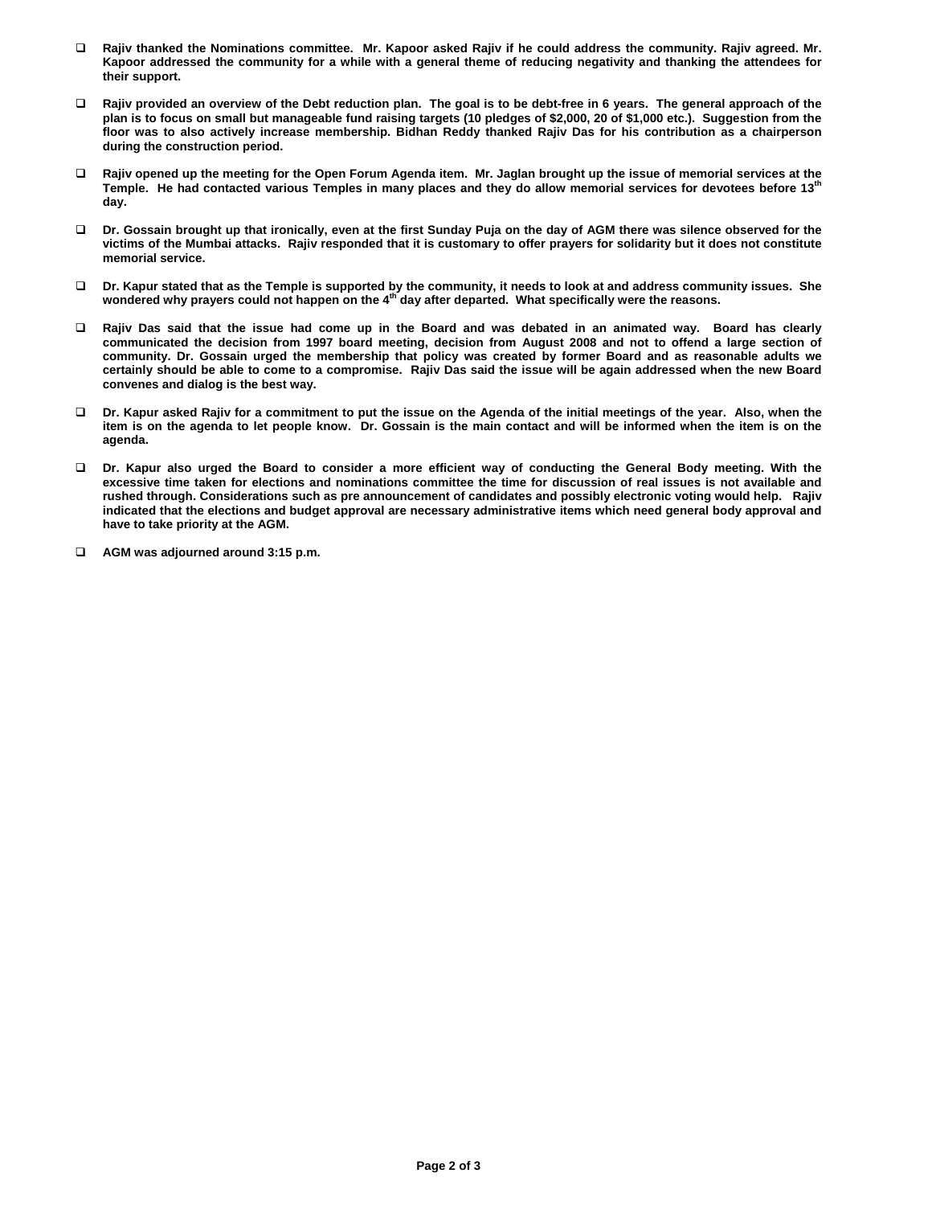- **Rajiv thanked the Nominations committee. Mr. Kapoor asked Rajiv if he could address the community. Rajiv agreed. Mr. Kapoor addressed the community for a while with a general theme of reducing negativity and thanking the attendees for their support.**

- **Rajiv provided an overview of the Debt reduction plan. The goal is to be debt-free in 6 years. The general approach of the plan is to focus on small but manageable fund raising targets (10 pledges of $2,000, 20 of $1,000 etc.). Suggestion from the floor was to also actively increase membership. Bidhan Reddy thanked Rajiv Das for his contribution as a chairperson during the construction period.**

- **Rajiv opened up the meeting for the Open Forum Agenda item. Mr. Jaglan brought up the issue of memorial services at the Temple. He had contacted various Temples in many places and they do allow memorial services for devotees before 13th day.**

- **Dr. Gossain brought up that ironically, even at the first Sunday Puja on the day of AGM there was silence observed for the victims of the Mumbai attacks. Rajiv responded that it is customary to offer prayers for solidarity but it does not constitute memorial service.**

- **Dr. Kapur stated that as the Temple is supported by the community, it needs to look at and address community issues. She wondered why prayers could not happen on the 4th day after departed. What specifically were the reasons.**

- **Rajiv Das said that the issue had come up in the Board and was debated in an animated way. Board has clearly communicated the decision from 1997 board meeting, decision from August 2008 and not to offend a large section of community. Dr. Gossain urged the membership that policy was created by former Board and as reasonable adults we certainly should be able to come to a compromise. Rajiv Das said the issue will be again addressed when the new Board convenes and dialog is the best way.**

- **Dr. Kapur asked Rajiv for a commitment to put the issue on the Agenda of the initial meetings of the year. Also, when the item is on the agenda to let people know. Dr. Gossain is the main contact and will be informed when the item is on the agenda.**

- **Dr. Kapur also urged the Board to consider a more efficient way of conducting the General Body meeting. With the excessive time taken for elections and nominations committee the time for discussion of real issues is not available and rushed through. Considerations such as pre announcement of candidates and possibly electronic voting would help. Rajiv indicated that the elections and budget approval are necessary administrative items which need general body approval and have to take priority at the AGM.**

- **AGM was adjourned around 3:15 p.m.**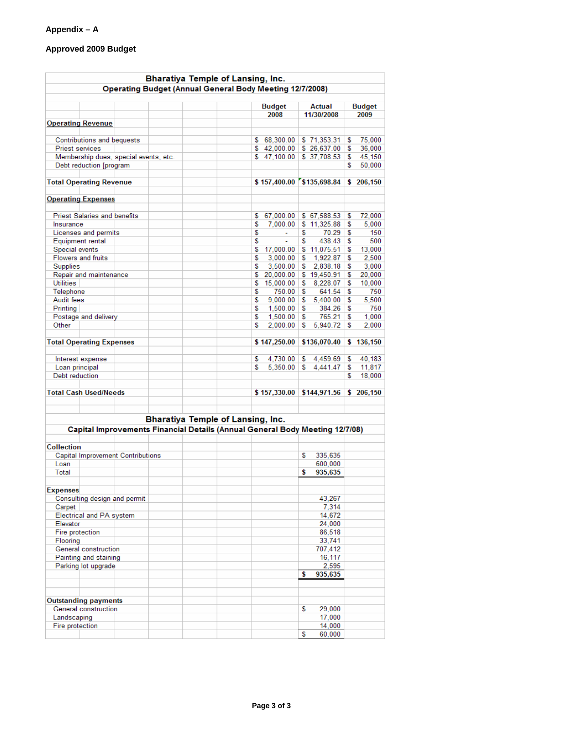**Appendix – A**

**Approved 2009 Budget**

| Bharatiya Temple of Lansing, Inc. Operating Budget (Annual General Body Meeting 12/7/2008) | Budget 2008 | Actual 11/30/2008 | Budget 2009 |
|---|---|---|---|
| **Operating Revenue** | | | |
| Contributions and bequests | $ 68,300.00 | $ 71,353.31 | $ 75,000 |
| Priest services | $ 42,000.00 | $ 26,637.00 | $ 36,000 |
| Membership dues, special events, etc. | $ 47,100.00 | $ 37,708.53 | $ 45,150 |
| Debt reduction [program | | | $ 50,000 |
| **Total Operating Revenue** | **$ 157,400.00** | **$135,698.84** | **$ 206,150** |
| **Operating Expenses** | | | |
| Priest Salaries and benefits | $ 67,000.00 | $ 67,588.53 | $ 72,000 |
| Insurance | $ 7,000.00 | $ 11,325.88 | $ 5,000 |
| Licenses and permits | $ - | $ 70.29 | $ 150 |
| Equipment rental | $ - | $ 438.43 | $ 500 |
| Special events | $ 17,000.00 | $ 11,075.51 | $ 13,000 |
| Flowers and fruits | $ 3,000.00 | $ 1,922.87 | $ 2,500 |
| Supplies | $ 3,500.00 | $ 2,838.18 | $ 3,000 |
| Repair and maintenance | $ 20,000.00 | $ 19,450.91 | $ 20,000 |
| Utilities | $ 15,000.00 | $ 8,228.07 | $ 10,000 |
| Telephone | $ 750.00 | $ 641.54 | $ 750 |
| Audit fees | $ 9,000.00 | $ 5,400.00 | $ 5,500 |
| Printing | $ 1,500.00 | $ 384.26 | $ 750 |
| Postage and delivery | $ 1,500.00 | $ 765.21 | $ 1,000 |
| Other | $ 2,000.00 | $ 5,940.72 | $ 2,000 |
| **Total Operating Expenses** | **$ 147,250.00** | **$136,070.40** | **$ 136,150** |
| Interest expense | $ 4,730.00 | $ 4,459.69 | $ 40,183 |
| Loan principal | $ 5,350.00 | $ 4,441.47 | $ 11,817 |
| Debt reduction | | | $ 18,000 |
| **Total Cash Used/Needs** | **$ 157,330.00** | **$144,971.56** | **$ 206,150** |

| Bharatiya Temple of Lansing, Inc. Capital Improvements Financial Details (Annual General Body Meeting 12/7/08) | |
|---|---|
| **Collection** | |
| Capital Improvement Contributions | $ 335,635 |
| Loan | 600,000 |
| Total | $ 935,635 |
| **Expenses** | |
| Consulting design and permit | 43,267 |
| Carpet | 7,314 |
| Electrical and PA system | 14,672 |
| Elevator | 24,000 |
| Fire protection | 86,518 |
| Flooring | 33,741 |
| General construction | 707,412 |
| Painting and staining | 16,117 |
| Parking lot upgrade | 2,595 |
| | $ 935,635 |
| **Outstanding payments** | |
| General construction | $ 29,000 |
| Landscaping | 17,000 |
| Fire protection | 14,000 |
| | $ 60,000 |